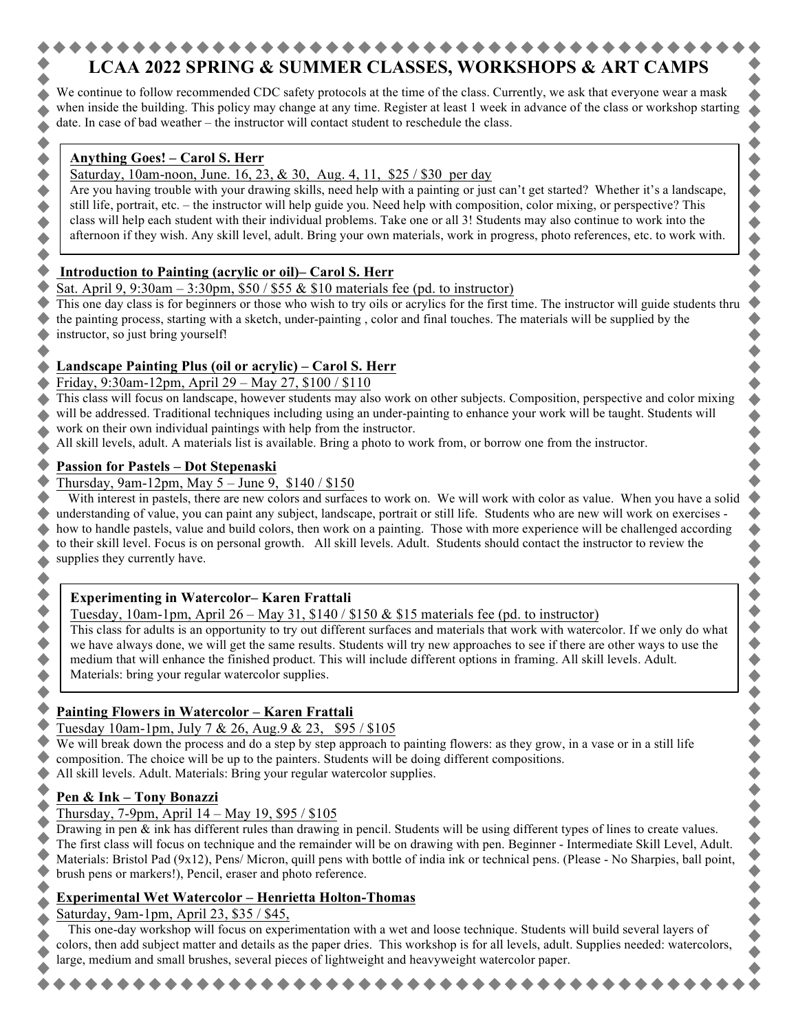# LCAA 2022 SPRING & SUMMER CLASSES, WORKSHOPS & ART CAMPS

We continue to follow recommended CDC safety protocols at the time of the class. Currently, we ask that everyone wear a mask when inside the building. This policy may change at any time. Register at least 1 week in advance of the class or workshop starting date. In case of bad weather – the instructor will contact student to reschedule the class.

## Anything Goes! – Carol S. Herr

Saturday, 10am-noon, June. 16, 23, & 30, Aug. 4, 11, $25 / $30 per day

Are you having trouble with your drawing skills, need help with a painting or just can't get started? Whether it's a landscape, still life, portrait, etc. – the instructor will help guide you. Need help with composition, color mixing, or perspective? This class will help each student with their individual problems. Take one or all 3! Students may also continue to work into the afternoon if they wish. Any skill level, adult. Bring your own materials, work in progress, photo references, etc. to work with.

## Introduction to Painting (acrylic or oil)– Carol S. Herr

Sat. April 9, 9:30am – 3:30pm, $50 / $55 & $10 materials fee (pd. to instructor)

This one day class is for beginners or those who wish to try oils or acrylics for the first time. The instructor will guide students thru the painting process, starting with a sketch, under-painting , color and final touches. The materials will be supplied by the instructor, so just bring yourself!

## Landscape Painting Plus (oil or acrylic) – Carol S. Herr

Friday, 9:30am-12pm, April 29 – May 27, $100 / $110

This class will focus on landscape, however students may also work on other subjects. Composition, perspective and color mixing will be addressed. Traditional techniques including using an under-painting to enhance your work will be taught. Students will work on their own individual paintings with help from the instructor.

All skill levels, adult. A materials list is available. Bring a photo to work from, or borrow one from the instructor.

## Passion for Pastels – Dot Stepenaski

Thursday, 9am-12pm, May 5 – June 9, $140 / $150

With interest in pastels, there are new colors and surfaces to work on. We will work with color as value. When you have a solid understanding of value, you can paint any subject, landscape, portrait or still life. Students who are new will work on exercises - how to handle pastels, value and build colors, then work on a painting. Those with more experience will be challenged according to their skill level. Focus is on personal growth. All skill levels. Adult. Students should contact the instructor to review the supplies they currently have.

## Experimenting in Watercolor– Karen Frattali

Tuesday, 10am-1pm, April 26 – May 31, $140 / $150 & $15 materials fee (pd. to instructor)

This class for adults is an opportunity to try out different surfaces and materials that work with watercolor. If we only do what we have always done, we will get the same results. Students will try new approaches to see if there are other ways to use the medium that will enhance the finished product. This will include different options in framing. All skill levels. Adult. Materials: bring your regular watercolor supplies.

## Painting Flowers in Watercolor – Karen Frattali

Tuesday 10am-1pm, July 7 & 26, Aug.9 & 23, $95 / $105

We will break down the process and do a step by step approach to painting flowers: as they grow, in a vase or in a still life composition. The choice will be up to the painters. Students will be doing different compositions.

All skill levels. Adult. Materials: Bring your regular watercolor supplies.

## Pen & Ink – Tony Bonazzi

Thursday, 7-9pm, April 14 – May 19, $95 / $105

Drawing in pen & ink has different rules than drawing in pencil. Students will be using different types of lines to create values. The first class will focus on technique and the remainder will be on drawing with pen. Beginner - Intermediate Skill Level, Adult. Materials: Bristol Pad (9x12), Pens/ Micron, quill pens with bottle of india ink or technical pens. (Please - No Sharpies, ball point, brush pens or markers!), Pencil, eraser and photo reference.

## Experimental Wet Watercolor – Henrietta Holton-Thomas

Saturday, 9am-1pm, April 23, $35 / $45,

This one-day workshop will focus on experimentation with a wet and loose technique. Students will build several layers of colors, then add subject matter and details as the paper dries. This workshop is for all levels, adult. Supplies needed: watercolors, large, medium and small brushes, several pieces of lightweight and heavyweight watercolor paper.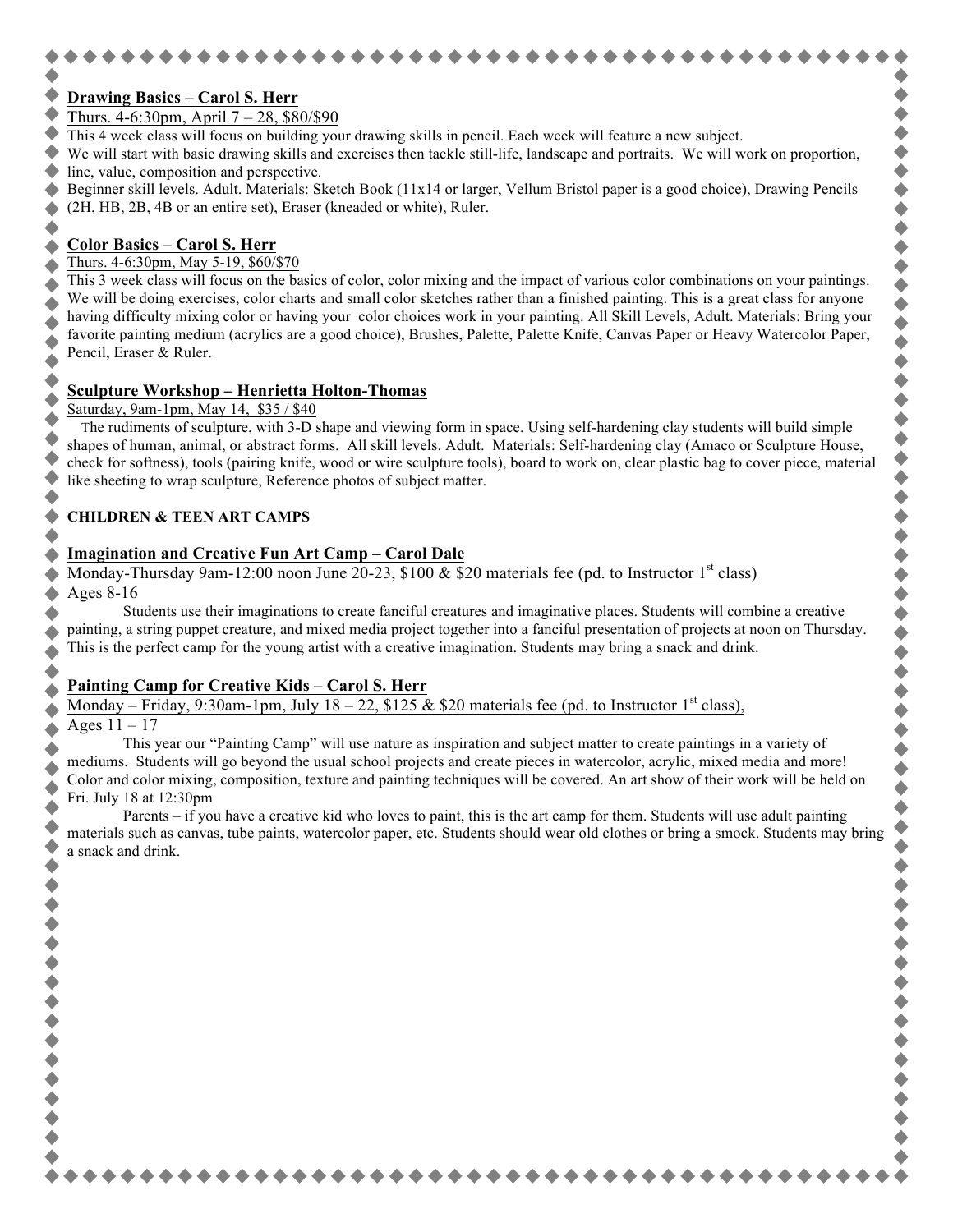## Drawing Basics – Carol S. Herr

Thurs. 4-6:30pm, April 7 – 28, $80/$90

This 4 week class will focus on building your drawing skills in pencil. Each week will feature a new subject.
We will start with basic drawing skills and exercises then tackle still-life, landscape and portraits. We will work on proportion, line, value, composition and perspective.
Beginner skill levels. Adult. Materials: Sketch Book (11x14 or larger, Vellum Bristol paper is a good choice), Drawing Pencils (2H, HB, 2B, 4B or an entire set), Eraser (kneaded or white), Ruler.

## Color Basics – Carol S. Herr

Thurs. 4-6:30pm, May 5-19, $60/$70

This 3 week class will focus on the basics of color, color mixing and the impact of various color combinations on your paintings. We will be doing exercises, color charts and small color sketches rather than a finished painting. This is a great class for anyone having difficulty mixing color or having your color choices work in your painting. All Skill Levels, Adult. Materials: Bring your favorite painting medium (acrylics are a good choice), Brushes, Palette, Palette Knife, Canvas Paper or Heavy Watercolor Paper, Pencil, Eraser & Ruler.

## Sculpture Workshop – Henrietta Holton-Thomas

Saturday, 9am-1pm, May 14, $35 / $40

The rudiments of sculpture, with 3-D shape and viewing form in space. Using self-hardening clay students will build simple shapes of human, animal, or abstract forms. All skill levels. Adult. Materials: Self-hardening clay (Amaco or Sculpture House, check for softness), tools (pairing knife, wood or wire sculpture tools), board to work on, clear plastic bag to cover piece, material like sheeting to wrap sculpture, Reference photos of subject matter.

# CHILDREN & TEEN ART CAMPS

## Imagination and Creative Fun Art Camp – Carol Dale

Monday-Thursday 9am-12:00 noon June 20-23, $100 & $20 materials fee (pd. to Instructor 1st class)

Ages 8-16

Students use their imaginations to create fanciful creatures and imaginative places. Students will combine a creative painting, a string puppet creature, and mixed media project together into a fanciful presentation of projects at noon on Thursday. This is the perfect camp for the young artist with a creative imagination. Students may bring a snack and drink.

## Painting Camp for Creative Kids – Carol S. Herr

Monday – Friday, 9:30am-1pm, July 18 – 22, $125 & $20 materials fee (pd. to Instructor 1st class),

Ages 11 – 17

This year our "Painting Camp" will use nature as inspiration and subject matter to create paintings in a variety of mediums. Students will go beyond the usual school projects and create pieces in watercolor, acrylic, mixed media and more! Color and color mixing, composition, texture and painting techniques will be covered. An art show of their work will be held on Fri. July 18 at 12:30pm

Parents – if you have a creative kid who loves to paint, this is the art camp for them. Students will use adult painting materials such as canvas, tube paints, watercolor paper, etc. Students should wear old clothes or bring a smock. Students may bring a snack and drink.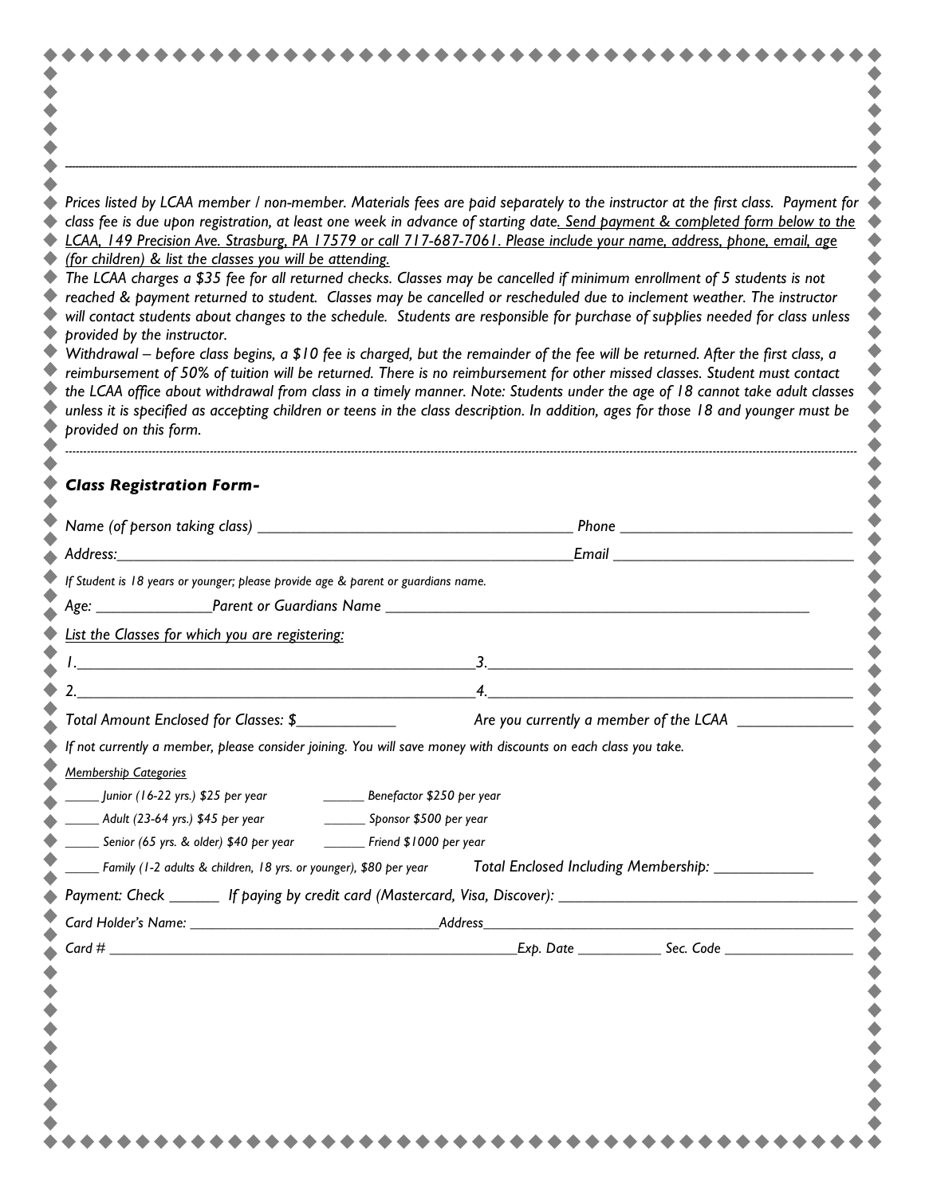---

*Prices listed by LCAA member / non-member. Materials fees are paid separately to the instructor at the first class. Payment for class fee is due upon registration, at least one week in advance of starting date. <u>Send payment & completed form below to the LCAA, 149 Precision Ave. Strasburg, PA 17579 or call 717-687-7061. Please include your name, address, phone, email, age (for children) & list the classes you will be attending.</u>*

*The LCAA charges a $35 fee for all returned checks. Classes may be cancelled if minimum enrollment of 5 students is not reached & payment returned to student. Classes may be cancelled or rescheduled due to inclement weather. The instructor will contact students about changes to the schedule. Students are responsible for purchase of supplies needed for class unless provided by the instructor.*

*Withdrawal – before class begins, a $10 fee is charged, but the remainder of the fee will be returned. After the first class, a reimbursement of 50% of tuition will be returned. There is no reimbursement for other missed classes. Student must contact the LCAA office about withdrawal from class in a timely manner. Note: Students under the age of 18 cannot take adult classes unless it is specified as accepting children or teens in the class description. In addition, ages for those 18 and younger must be provided on this form.*

---

### *Class Registration Form-*

*Name (of person taking class)* ______________________________________ *Phone* ____________________________

*Address:*_______________________________________________________*Email* ______________________________

*If Student is 18 years or younger; please provide age & parent or guardians name.*

*Age:* ______________*Parent or Guardians Name* ____________________________________________________

*<u>List the Classes for which you are registering:</u>*

*1.*_______________________________________________ *3.*___________________________________________

*2.*_______________________________________________ *4.*___________________________________________

*Total Amount Enclosed for Classes: $*____________ *Are you currently a member of the LCAA* ______________

*If not currently a member, please consider joining. You will save money with discounts on each class you take.*

*<u>Membership Categories</u>*

_____ *Junior (16-22 yrs.) $25 per year* ______ *Benefactor $250 per year*

_____ *Adult (23-64 yrs.) $45 per year* ______ *Sponsor $500 per year*

_____ *Senior (65 yrs. & older) $40 per year* ______ *Friend $1000 per year*

_____ *Family (1-2 adults & children, 18 yrs. or younger), $80 per year* *Total Enclosed Including Membership:* ____________

*Payment: Check* ______ *If paying by credit card (Mastercard, Visa, Discover):* ____________________________________

*Card Holder's Name:* ________________________________*Address*___________________________________________

*Card #* _________________________________________________*Exp. Date* ___________ *Sec. Code* _________________